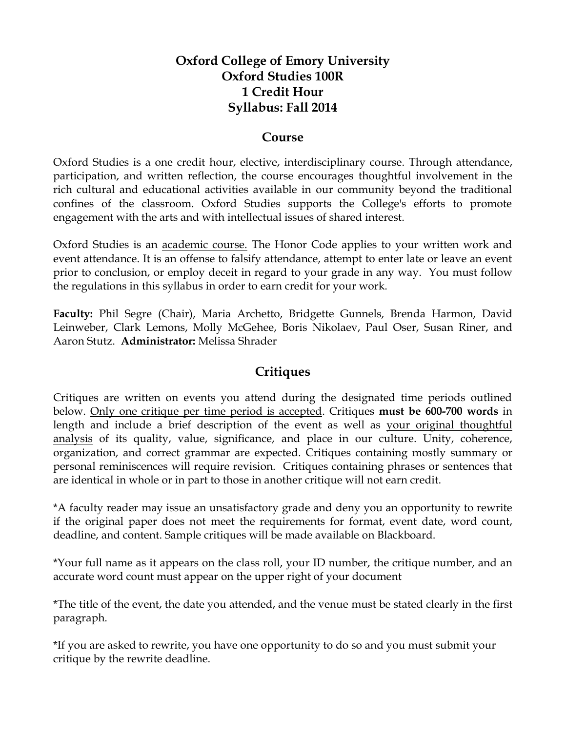# Oxford College of Emory University
# Oxford Studies 100R
# 1 Credit Hour
# Syllabus: Fall 2014

## Course

Oxford Studies is a one credit hour, elective, interdisciplinary course. Through attendance, participation, and written reflection, the course encourages thoughtful involvement in the rich cultural and educational activities available in our community beyond the traditional confines of the classroom. Oxford Studies supports the College's efforts to promote engagement with the arts and with intellectual issues of shared interest.

Oxford Studies is an <u>academic course.</u> The Honor Code applies to your written work and event attendance. It is an offense to falsify attendance, attempt to enter late or leave an event prior to conclusion, or employ deceit in regard to your grade in any way. You must follow the regulations in this syllabus in order to earn credit for your work.

**Faculty:** Phil Segre (Chair), Maria Archetto, Bridgette Gunnels, Brenda Harmon, David Leinweber, Clark Lemons, Molly McGehee, Boris Nikolaev, Paul Oser, Susan Riner, and Aaron Stutz. **Administrator:** Melissa Shrader

## Critiques

Critiques are written on events you attend during the designated time periods outlined below. <u>Only one critique per time period is accepted</u>. Critiques **must be 600-700 words** in length and include a brief description of the event as well as <u>your original thoughtful analysis</u> of its quality, value, significance, and place in our culture. Unity, coherence, organization, and correct grammar are expected. Critiques containing mostly summary or personal reminiscences will require revision. Critiques containing phrases or sentences that are identical in whole or in part to those in another critique will not earn credit.

*A faculty reader may issue an unsatisfactory grade and deny you an opportunity to rewrite if the original paper does not meet the requirements for format, event date, word count, deadline, and content. Sample critiques will be made available on Blackboard.

*Your full name as it appears on the class roll, your ID number, the critique number, and an accurate word count must appear on the upper right of your document

*The title of the event, the date you attended, and the venue must be stated clearly in the first paragraph.

*If you are asked to rewrite, you have one opportunity to do so and you must submit your critique by the rewrite deadline.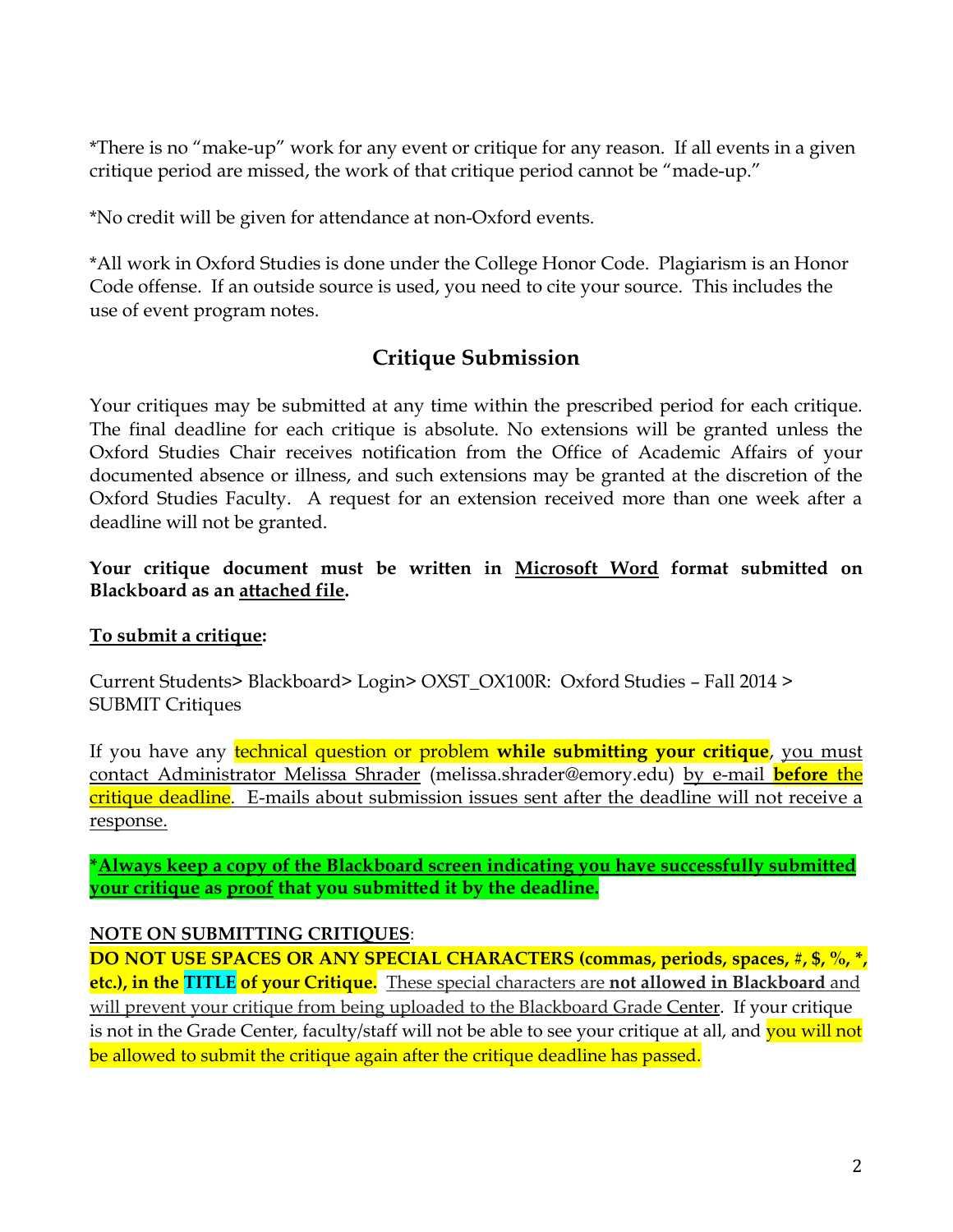*There is no "make-up" work for any event or critique for any reason. If all events in a given critique period are missed, the work of that critique period cannot be "made-up."

*No credit will be given for attendance at non-Oxford events.

*All work in Oxford Studies is done under the College Honor Code. Plagiarism is an Honor Code offense. If an outside source is used, you need to cite your source. This includes the use of event program notes.

## Critique Submission

Your critiques may be submitted at any time within the prescribed period for each critique. The final deadline for each critique is absolute. No extensions will be granted unless the Oxford Studies Chair receives notification from the Office of Academic Affairs of your documented absence or illness, and such extensions may be granted at the discretion of the Oxford Studies Faculty. A request for an extension received more than one week after a deadline will not be granted.

**Your critique document must be written in Microsoft Word format submitted on Blackboard as an attached file.**

**To submit a critique:**

Current Students> Blackboard> Login> OXST_OX100R: Oxford Studies – Fall 2014 > SUBMIT Critiques

If you have any technical question or problem **while submitting your critique**, you must contact Administrator Melissa Shrader (melissa.shrader@emory.edu) by e-mail **before** the critique deadline. E-mails about submission issues sent after the deadline will not receive a response.

***Always keep a copy of the Blackboard screen indicating you have successfully submitted your critique as proof that you submitted it by the deadline.**

**NOTE ON SUBMITTING CRITIQUES**:
**DO NOT USE SPACES OR ANY SPECIAL CHARACTERS (commas, periods, spaces, #, $, %, *, etc.), in the TITLE of your Critique.** These special characters are **not allowed in Blackboard** and will prevent your critique from being uploaded to the Blackboard Grade Center. If your critique is not in the Grade Center, faculty/staff will not be able to see your critique at all, and you will not be allowed to submit the critique again after the critique deadline has passed.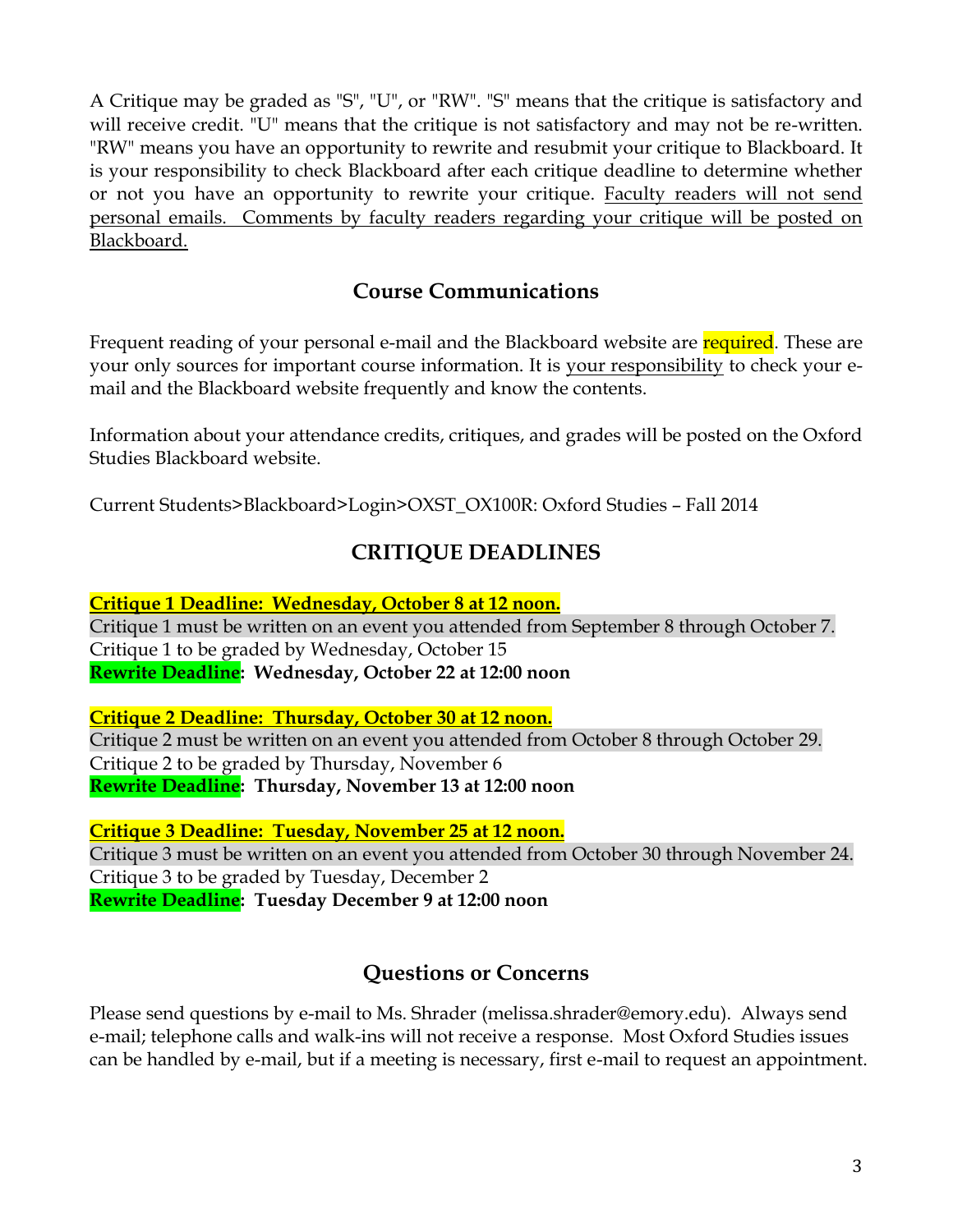A Critique may be graded as "S", "U", or "RW". "S" means that the critique is satisfactory and will receive credit. "U" means that the critique is not satisfactory and may not be re-written. "RW" means you have an opportunity to rewrite and resubmit your critique to Blackboard. It is your responsibility to check Blackboard after each critique deadline to determine whether or not you have an opportunity to rewrite your critique. <u>Faculty readers will not send personal emails. Comments by faculty readers regarding your critique will be posted on Blackboard.</u>

## Course Communications

Frequent reading of your personal e-mail and the Blackboard website are required. These are your only sources for important course information. It is <u>your responsibility</u> to check your e-mail and the Blackboard website frequently and know the contents.

Information about your attendance credits, critiques, and grades will be posted on the Oxford Studies Blackboard website.

Current Students>Blackboard>Login>OXST_OX100R: Oxford Studies – Fall 2014

## CRITIQUE DEADLINES

**<u>Critique 1 Deadline: Wednesday, October 8 at 12 noon.</u>**
Critique 1 must be written on an event you attended from September 8 through October 7.
Critique 1 to be graded by Wednesday, October 15
**Rewrite Deadline: Wednesday, October 22 at 12:00 noon**

**<u>Critique 2 Deadline: Thursday, October 30 at 12 noon.</u>**
Critique 2 must be written on an event you attended from October 8 through October 29.
Critique 2 to be graded by Thursday, November 6
**Rewrite Deadline: Thursday, November 13 at 12:00 noon**

**<u>Critique 3 Deadline: Tuesday, November 25 at 12 noon.</u>**
Critique 3 must be written on an event you attended from October 30 through November 24.
Critique 3 to be graded by Tuesday, December 2
**Rewrite Deadline: Tuesday December 9 at 12:00 noon**

## Questions or Concerns

Please send questions by e-mail to Ms. Shrader (melissa.shrader@emory.edu). Always send e-mail; telephone calls and walk-ins will not receive a response. Most Oxford Studies issues can be handled by e-mail, but if a meeting is necessary, first e-mail to request an appointment.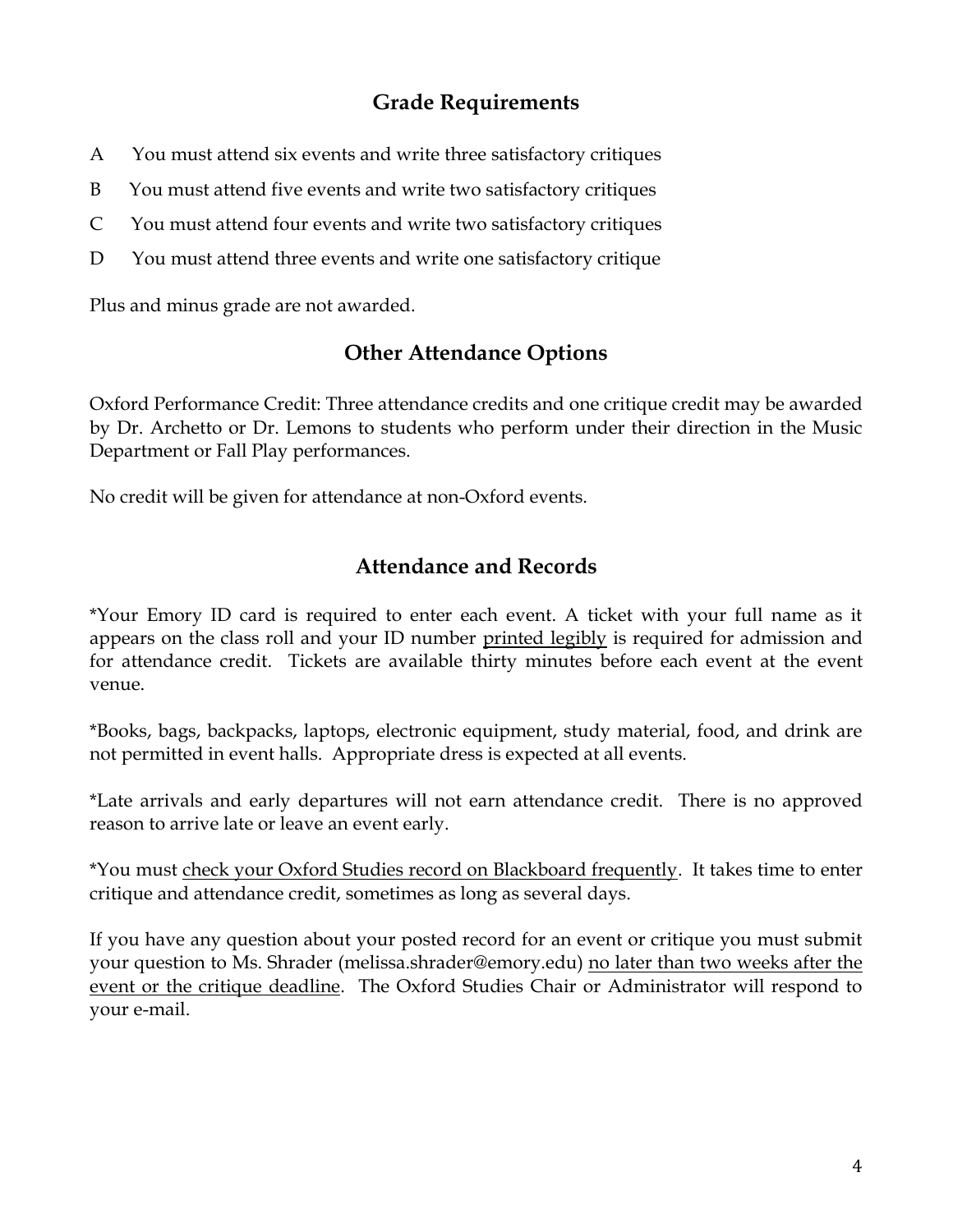## Grade Requirements

A You must attend six events and write three satisfactory critiques

B You must attend five events and write two satisfactory critiques

C You must attend four events and write two satisfactory critiques

D You must attend three events and write one satisfactory critique

Plus and minus grade are not awarded.

## Other Attendance Options

Oxford Performance Credit: Three attendance credits and one critique credit may be awarded by Dr. Archetto or Dr. Lemons to students who perform under their direction in the Music Department or Fall Play performances.

No credit will be given for attendance at non-Oxford events.

## Attendance and Records

*Your Emory ID card is required to enter each event. A ticket with your full name as it appears on the class roll and your ID number printed legibly is required for admission and for attendance credit. Tickets are available thirty minutes before each event at the event venue.

*Books, bags, backpacks, laptops, electronic equipment, study material, food, and drink are not permitted in event halls. Appropriate dress is expected at all events.

*Late arrivals and early departures will not earn attendance credit. There is no approved reason to arrive late or leave an event early.

*You must check your Oxford Studies record on Blackboard frequently. It takes time to enter critique and attendance credit, sometimes as long as several days.

If you have any question about your posted record for an event or critique you must submit your question to Ms. Shrader (melissa.shrader@emory.edu) no later than two weeks after the event or the critique deadline. The Oxford Studies Chair or Administrator will respond to your e-mail.